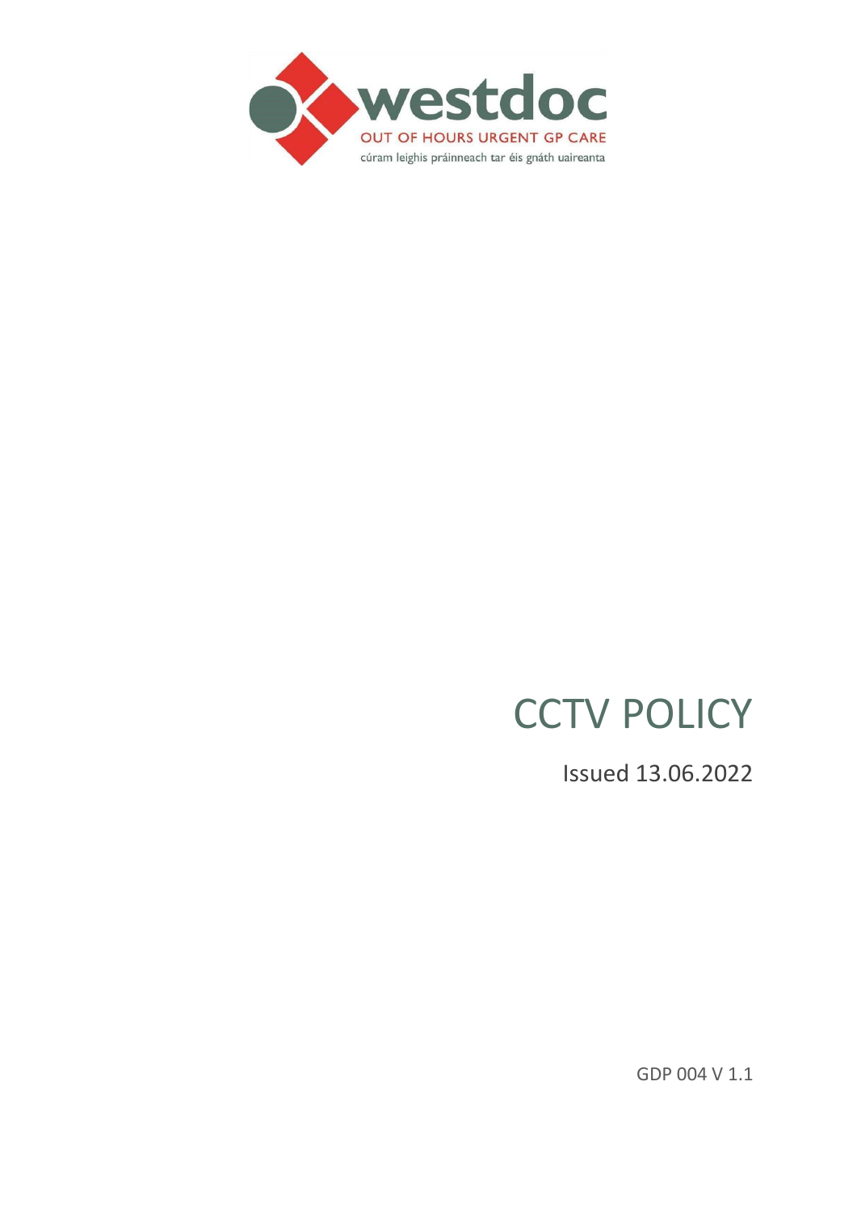westdoc

OUT OF HOURS URGENT GP CARE

cúram leighis práinneach tar éis gnáth uaireanta

# CCTV POLICY

Issued 13.06.2022

GDP 004 V 1.1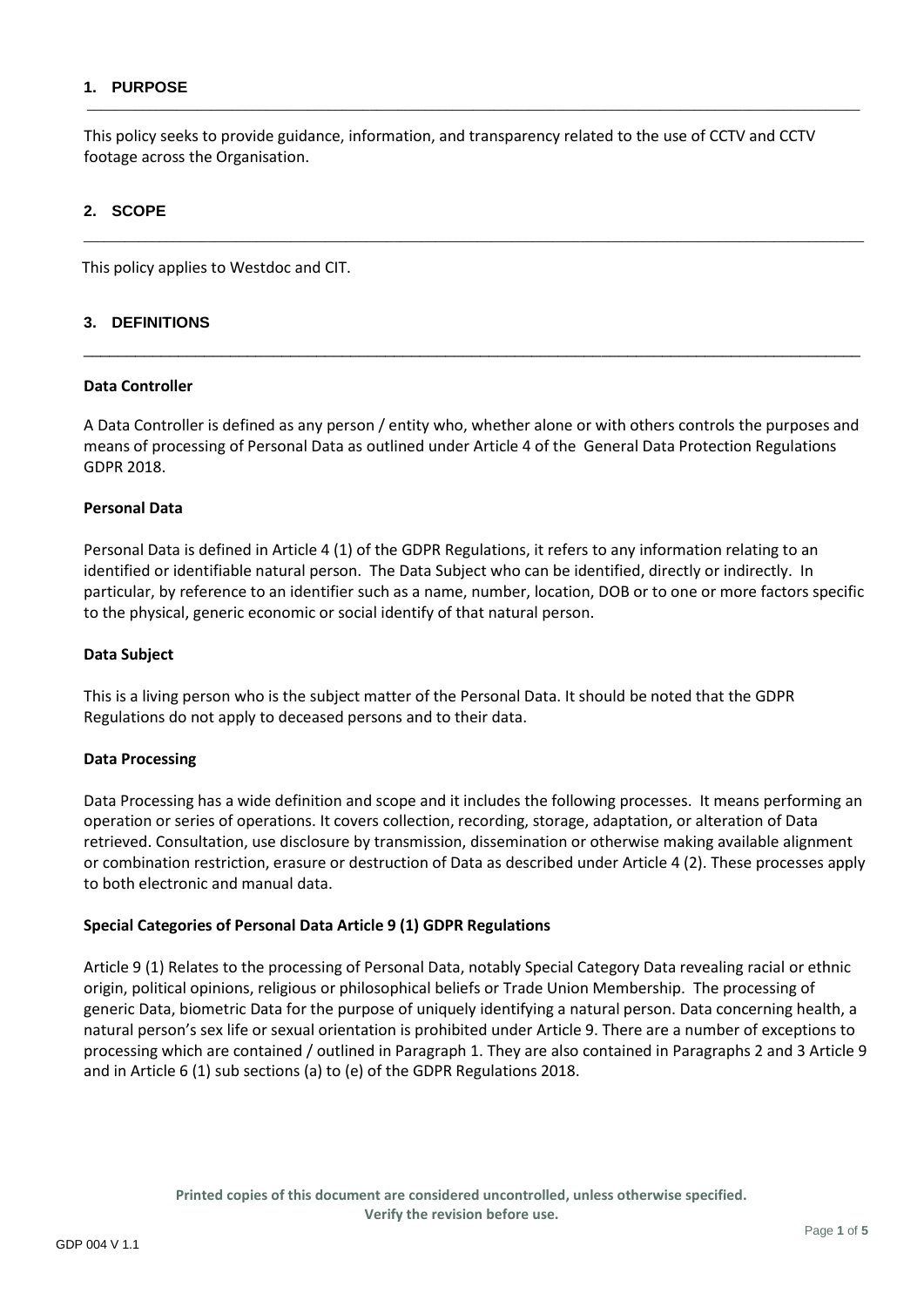## 1. PURPOSE

This policy seeks to provide guidance, information, and transparency related to the use of CCTV and CCTV footage across the Organisation.

## 2. SCOPE

This policy applies to Westdoc and CIT.

## 3. DEFINITIONS

**Data Controller**

A Data Controller is defined as any person / entity who, whether alone or with others controls the purposes and means of processing of Personal Data as outlined under Article 4 of the General Data Protection Regulations GDPR 2018.

**Personal Data**

Personal Data is defined in Article 4 (1) of the GDPR Regulations, it refers to any information relating to an identified or identifiable natural person. The Data Subject who can be identified, directly or indirectly. In particular, by reference to an identifier such as a name, number, location, DOB or to one or more factors specific to the physical, generic economic or social identify of that natural person.

**Data Subject**

This is a living person who is the subject matter of the Personal Data. It should be noted that the GDPR Regulations do not apply to deceased persons and to their data.

**Data Processing**

Data Processing has a wide definition and scope and it includes the following processes. It means performing an operation or series of operations. It covers collection, recording, storage, adaptation, or alteration of Data retrieved. Consultation, use disclosure by transmission, dissemination or otherwise making available alignment or combination restriction, erasure or destruction of Data as described under Article 4 (2). These processes apply to both electronic and manual data.

**Special Categories of Personal Data Article 9 (1) GDPR Regulations**

Article 9 (1) Relates to the processing of Personal Data, notably Special Category Data revealing racial or ethnic origin, political opinions, religious or philosophical beliefs or Trade Union Membership. The processing of generic Data, biometric Data for the purpose of uniquely identifying a natural person. Data concerning health, a natural person's sex life or sexual orientation is prohibited under Article 9. There are a number of exceptions to processing which are contained / outlined in Paragraph 1. They are also contained in Paragraphs 2 and 3 Article 9 and in Article 6 (1) sub sections (a) to (e) of the GDPR Regulations 2018.

Printed copies of this document are considered uncontrolled, unless otherwise specified.
Verify the revision before use.

GDP 004 V 1.1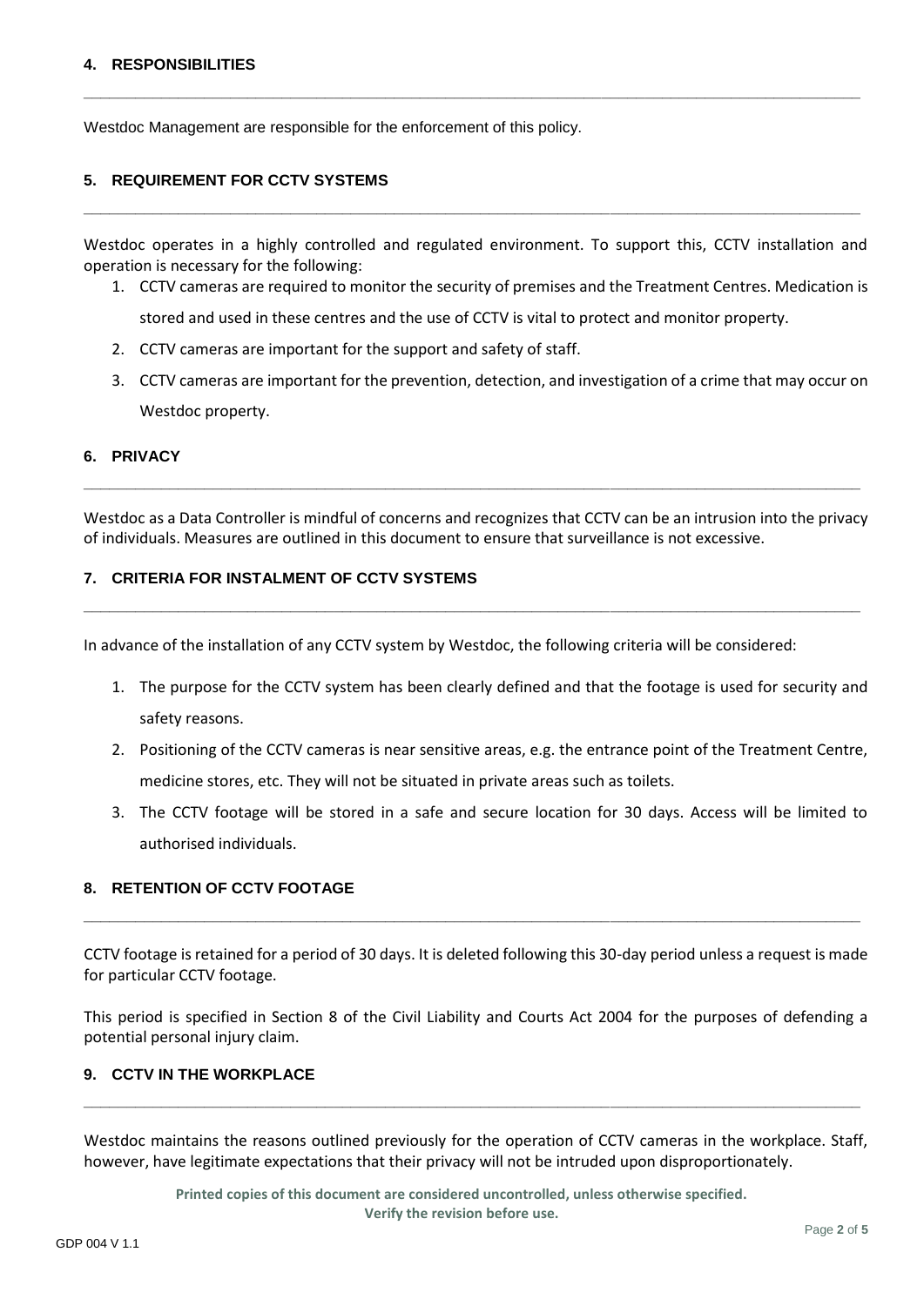## 4. RESPONSIBILITIES

Westdoc Management are responsible for the enforcement of this policy.

## 5. REQUIREMENT FOR CCTV SYSTEMS

Westdoc operates in a highly controlled and regulated environment. To support this, CCTV installation and operation is necessary for the following:

1. CCTV cameras are required to monitor the security of premises and the Treatment Centres. Medication is stored and used in these centres and the use of CCTV is vital to protect and monitor property.
2. CCTV cameras are important for the support and safety of staff.
3. CCTV cameras are important for the prevention, detection, and investigation of a crime that may occur on Westdoc property.

## 6. PRIVACY

Westdoc as a Data Controller is mindful of concerns and recognizes that CCTV can be an intrusion into the privacy of individuals. Measures are outlined in this document to ensure that surveillance is not excessive.

## 7. CRITERIA FOR INSTALMENT OF CCTV SYSTEMS

In advance of the installation of any CCTV system by Westdoc, the following criteria will be considered:

1. The purpose for the CCTV system has been clearly defined and that the footage is used for security and safety reasons.
2. Positioning of the CCTV cameras is near sensitive areas, e.g. the entrance point of the Treatment Centre, medicine stores, etc. They will not be situated in private areas such as toilets.
3. The CCTV footage will be stored in a safe and secure location for 30 days. Access will be limited to authorised individuals.

## 8. RETENTION OF CCTV FOOTAGE

CCTV footage is retained for a period of 30 days. It is deleted following this 30-day period unless a request is made for particular CCTV footage.

This period is specified in Section 8 of the Civil Liability and Courts Act 2004 for the purposes of defending a potential personal injury claim.

## 9. CCTV IN THE WORKPLACE

Westdoc maintains the reasons outlined previously for the operation of CCTV cameras in the workplace. Staff, however, have legitimate expectations that their privacy will not be intruded upon disproportionately.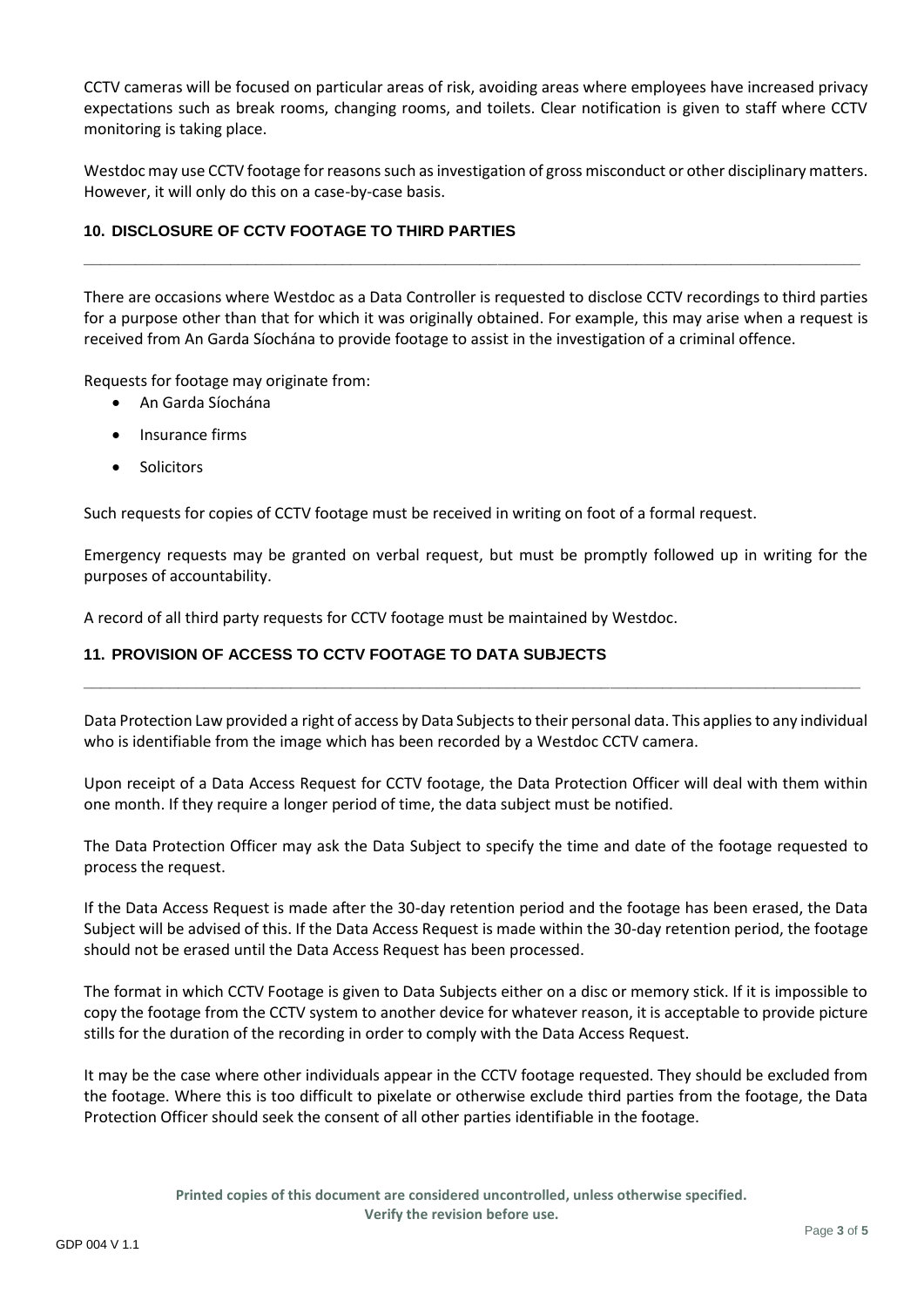CCTV cameras will be focused on particular areas of risk, avoiding areas where employees have increased privacy expectations such as break rooms, changing rooms, and toilets. Clear notification is given to staff where CCTV monitoring is taking place.

Westdoc may use CCTV footage for reasons such as investigation of gross misconduct or other disciplinary matters. However, it will only do this on a case-by-case basis.

## 10. DISCLOSURE OF CCTV FOOTAGE TO THIRD PARTIES

There are occasions where Westdoc as a Data Controller is requested to disclose CCTV recordings to third parties for a purpose other than that for which it was originally obtained. For example, this may arise when a request is received from An Garda Síochána to provide footage to assist in the investigation of a criminal offence.

Requests for footage may originate from:

- An Garda Síochána
- Insurance firms
- Solicitors

Such requests for copies of CCTV footage must be received in writing on foot of a formal request.

Emergency requests may be granted on verbal request, but must be promptly followed up in writing for the purposes of accountability.

A record of all third party requests for CCTV footage must be maintained by Westdoc.

## 11. PROVISION OF ACCESS TO CCTV FOOTAGE TO DATA SUBJECTS

Data Protection Law provided a right of access by Data Subjects to their personal data. This applies to any individual who is identifiable from the image which has been recorded by a Westdoc CCTV camera.

Upon receipt of a Data Access Request for CCTV footage, the Data Protection Officer will deal with them within one month. If they require a longer period of time, the data subject must be notified.

The Data Protection Officer may ask the Data Subject to specify the time and date of the footage requested to process the request.

If the Data Access Request is made after the 30-day retention period and the footage has been erased, the Data Subject will be advised of this. If the Data Access Request is made within the 30-day retention period, the footage should not be erased until the Data Access Request has been processed.

The format in which CCTV Footage is given to Data Subjects either on a disc or memory stick. If it is impossible to copy the footage from the CCTV system to another device for whatever reason, it is acceptable to provide picture stills for the duration of the recording in order to comply with the Data Access Request.

It may be the case where other individuals appear in the CCTV footage requested. They should be excluded from the footage. Where this is too difficult to pixelate or otherwise exclude third parties from the footage, the Data Protection Officer should seek the consent of all other parties identifiable in the footage.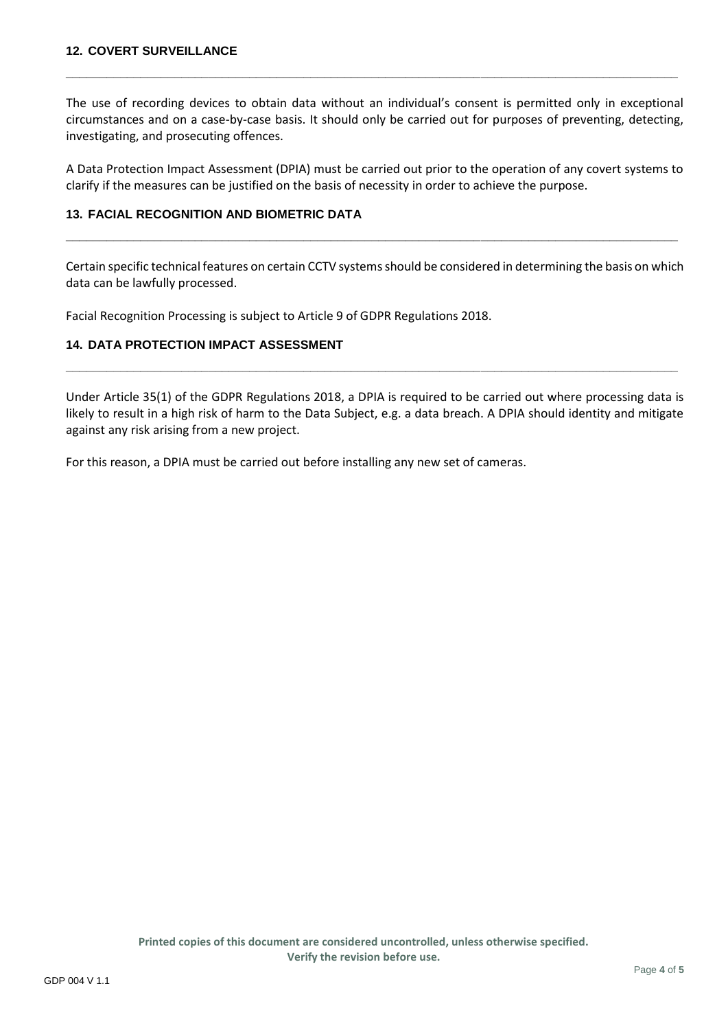## 12. COVERT SURVEILLANCE

The use of recording devices to obtain data without an individual's consent is permitted only in exceptional circumstances and on a case-by-case basis. It should only be carried out for purposes of preventing, detecting, investigating, and prosecuting offences.

A Data Protection Impact Assessment (DPIA) must be carried out prior to the operation of any covert systems to clarify if the measures can be justified on the basis of necessity in order to achieve the purpose.

## 13. FACIAL RECOGNITION AND BIOMETRIC DATA

Certain specific technical features on certain CCTV systems should be considered in determining the basis on which data can be lawfully processed.

Facial Recognition Processing is subject to Article 9 of GDPR Regulations 2018.

## 14. DATA PROTECTION IMPACT ASSESSMENT

Under Article 35(1) of the GDPR Regulations 2018, a DPIA is required to be carried out where processing data is likely to result in a high risk of harm to the Data Subject, e.g. a data breach. A DPIA should identity and mitigate against any risk arising from a new project.

For this reason, a DPIA must be carried out before installing any new set of cameras.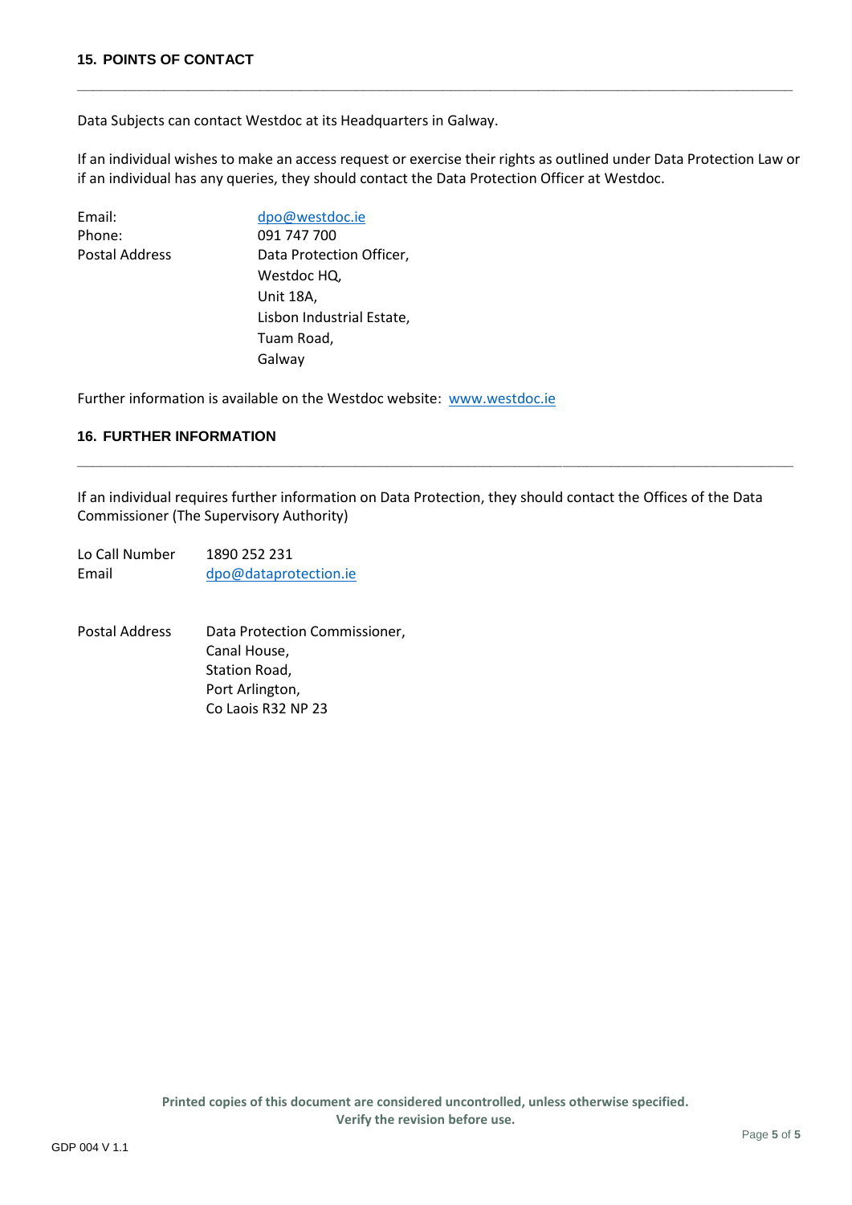## 15. POINTS OF CONTACT

Data Subjects can contact Westdoc at its Headquarters in Galway.

If an individual wishes to make an access request or exercise their rights as outlined under Data Protection Law or if an individual has any queries, they should contact the Data Protection Officer at Westdoc.

| | |
|---|---|
| Email: | dpo@westdoc.ie |
| Phone: | 091 747 700 |
| Postal Address | Data Protection Officer,<br>Westdoc HQ,<br>Unit 18A,<br>Lisbon Industrial Estate,<br>Tuam Road,<br>Galway |

Further information is available on the Westdoc website: www.westdoc.ie

## 16. FURTHER INFORMATION

If an individual requires further information on Data Protection, they should contact the Offices of the Data Commissioner (The Supervisory Authority)

| | |
|---|---|
| Lo Call Number | 1890 252 231 |
| Email | dpo@dataprotection.ie |
| Postal Address | Data Protection Commissioner,<br>Canal House,<br>Station Road,<br>Port Arlington,<br>Co Laois R32 NP 23 |

**Printed copies of this document are considered uncontrolled, unless otherwise specified.**
**Verify the revision before use.**

GDP 004 V 1.1